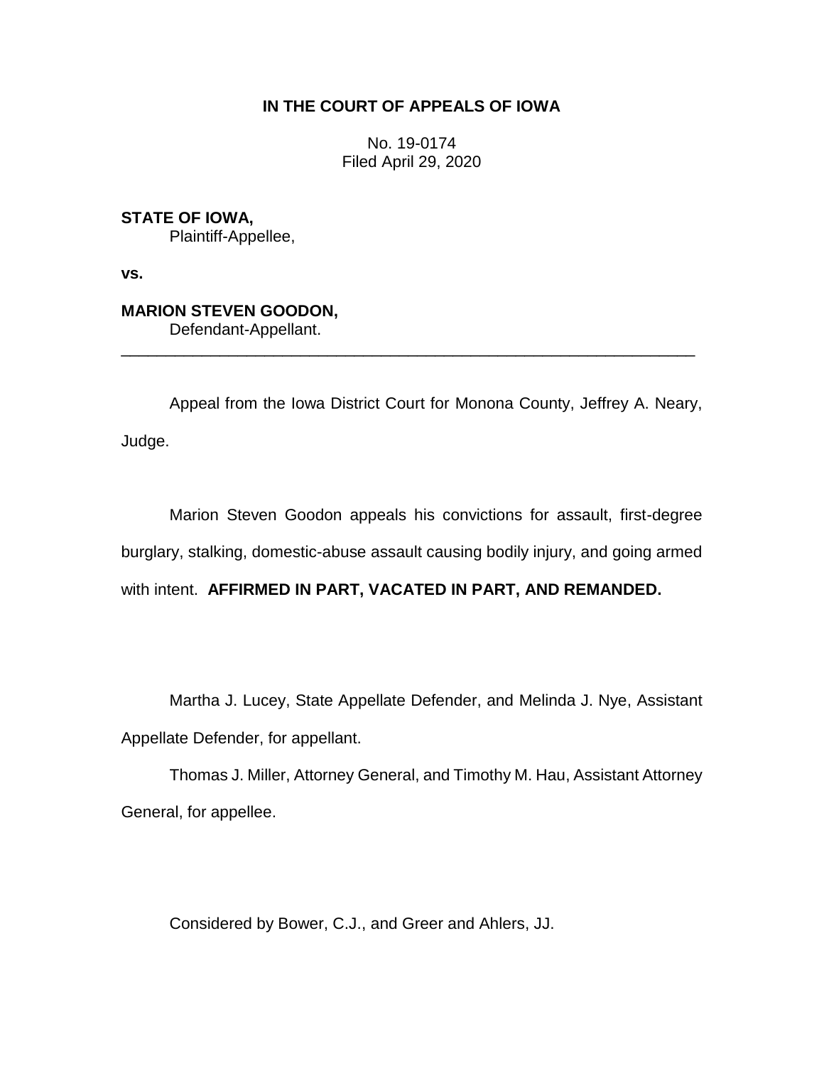**IN THE COURT OF APPEALS OF IOWA**

No. 19-0174
Filed April 29, 2020

**STATE OF IOWA,**
Plaintiff-Appellee,

**vs.**

**MARION STEVEN GOODON,**
Defendant-Appellant.

---

Appeal from the Iowa District Court for Monona County, Jeffrey A. Neary, Judge.

Marion Steven Goodon appeals his convictions for assault, first-degree burglary, stalking, domestic-abuse assault causing bodily injury, and going armed with intent. **AFFIRMED IN PART, VACATED IN PART, AND REMANDED.**

Martha J. Lucey, State Appellate Defender, and Melinda J. Nye, Assistant Appellate Defender, for appellant.

Thomas J. Miller, Attorney General, and Timothy M. Hau, Assistant Attorney General, for appellee.

Considered by Bower, C.J., and Greer and Ahlers, JJ.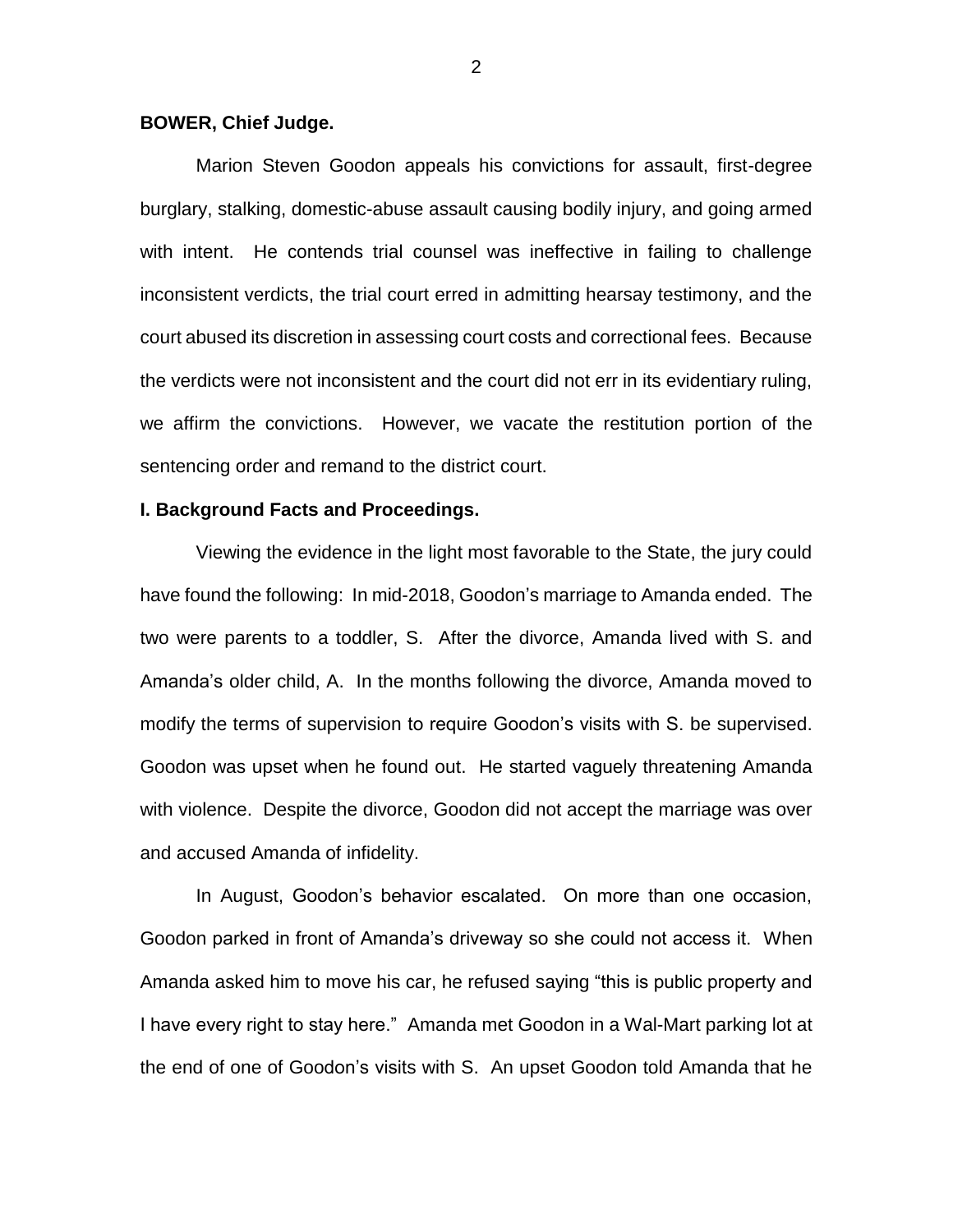**BOWER, Chief Judge.**

Marion Steven Goodon appeals his convictions for assault, first-degree burglary, stalking, domestic-abuse assault causing bodily injury, and going armed with intent. He contends trial counsel was ineffective in failing to challenge inconsistent verdicts, the trial court erred in admitting hearsay testimony, and the court abused its discretion in assessing court costs and correctional fees. Because the verdicts were not inconsistent and the court did not err in its evidentiary ruling, we affirm the convictions. However, we vacate the restitution portion of the sentencing order and remand to the district court.

**I. Background Facts and Proceedings.**

Viewing the evidence in the light most favorable to the State, the jury could have found the following: In mid-2018, Goodon's marriage to Amanda ended. The two were parents to a toddler, S. After the divorce, Amanda lived with S. and Amanda's older child, A. In the months following the divorce, Amanda moved to modify the terms of supervision to require Goodon's visits with S. be supervised. Goodon was upset when he found out. He started vaguely threatening Amanda with violence. Despite the divorce, Goodon did not accept the marriage was over and accused Amanda of infidelity.

In August, Goodon's behavior escalated. On more than one occasion, Goodon parked in front of Amanda's driveway so she could not access it. When Amanda asked him to move his car, he refused saying "this is public property and I have every right to stay here." Amanda met Goodon in a Wal-Mart parking lot at the end of one of Goodon's visits with S. An upset Goodon told Amanda that he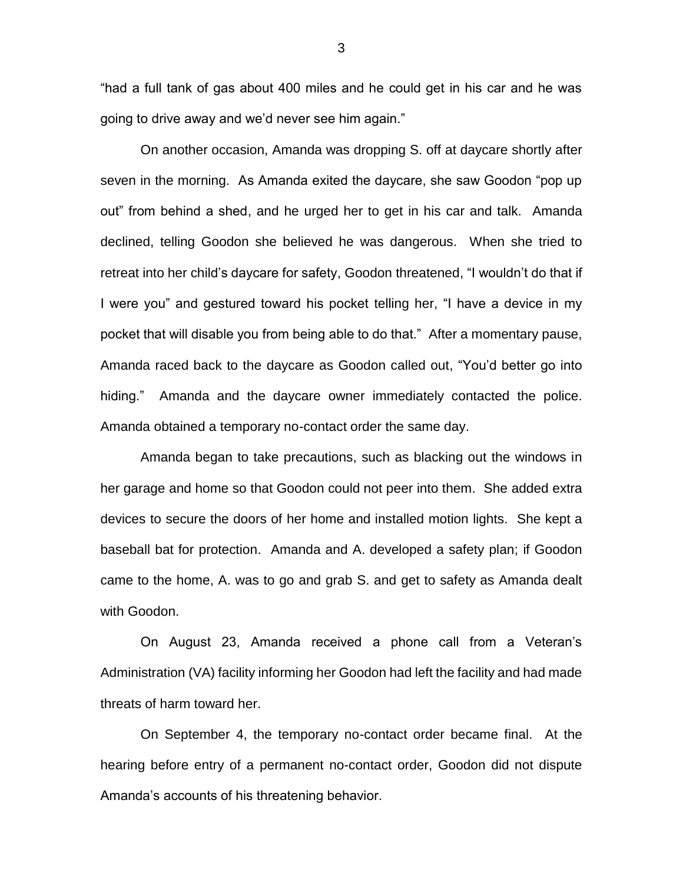"had a full tank of gas about 400 miles and he could get in his car and he was going to drive away and we'd never see him again."

On another occasion, Amanda was dropping S. off at daycare shortly after seven in the morning. As Amanda exited the daycare, she saw Goodon "pop up out" from behind a shed, and he urged her to get in his car and talk. Amanda declined, telling Goodon she believed he was dangerous. When she tried to retreat into her child's daycare for safety, Goodon threatened, "I wouldn't do that if I were you" and gestured toward his pocket telling her, "I have a device in my pocket that will disable you from being able to do that." After a momentary pause, Amanda raced back to the daycare as Goodon called out, "You'd better go into hiding." Amanda and the daycare owner immediately contacted the police. Amanda obtained a temporary no-contact order the same day.

Amanda began to take precautions, such as blacking out the windows in her garage and home so that Goodon could not peer into them. She added extra devices to secure the doors of her home and installed motion lights. She kept a baseball bat for protection. Amanda and A. developed a safety plan; if Goodon came to the home, A. was to go and grab S. and get to safety as Amanda dealt with Goodon.

On August 23, Amanda received a phone call from a Veteran's Administration (VA) facility informing her Goodon had left the facility and had made threats of harm toward her.

On September 4, the temporary no-contact order became final. At the hearing before entry of a permanent no-contact order, Goodon did not dispute Amanda's accounts of his threatening behavior.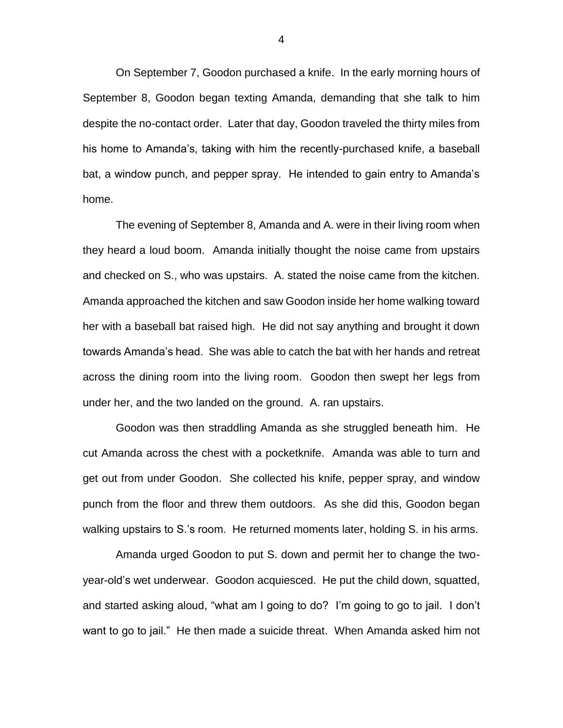On September 7, Goodon purchased a knife. In the early morning hours of September 8, Goodon began texting Amanda, demanding that she talk to him despite the no-contact order. Later that day, Goodon traveled the thirty miles from his home to Amanda's, taking with him the recently-purchased knife, a baseball bat, a window punch, and pepper spray. He intended to gain entry to Amanda's home.

The evening of September 8, Amanda and A. were in their living room when they heard a loud boom. Amanda initially thought the noise came from upstairs and checked on S., who was upstairs. A. stated the noise came from the kitchen. Amanda approached the kitchen and saw Goodon inside her home walking toward her with a baseball bat raised high. He did not say anything and brought it down towards Amanda's head. She was able to catch the bat with her hands and retreat across the dining room into the living room. Goodon then swept her legs from under her, and the two landed on the ground. A. ran upstairs.

Goodon was then straddling Amanda as she struggled beneath him. He cut Amanda across the chest with a pocketknife. Amanda was able to turn and get out from under Goodon. She collected his knife, pepper spray, and window punch from the floor and threw them outdoors. As she did this, Goodon began walking upstairs to S.'s room. He returned moments later, holding S. in his arms.

Amanda urged Goodon to put S. down and permit her to change the two-year-old's wet underwear. Goodon acquiesced. He put the child down, squatted, and started asking aloud, "what am I going to do? I'm going to go to jail. I don't want to go to jail." He then made a suicide threat. When Amanda asked him not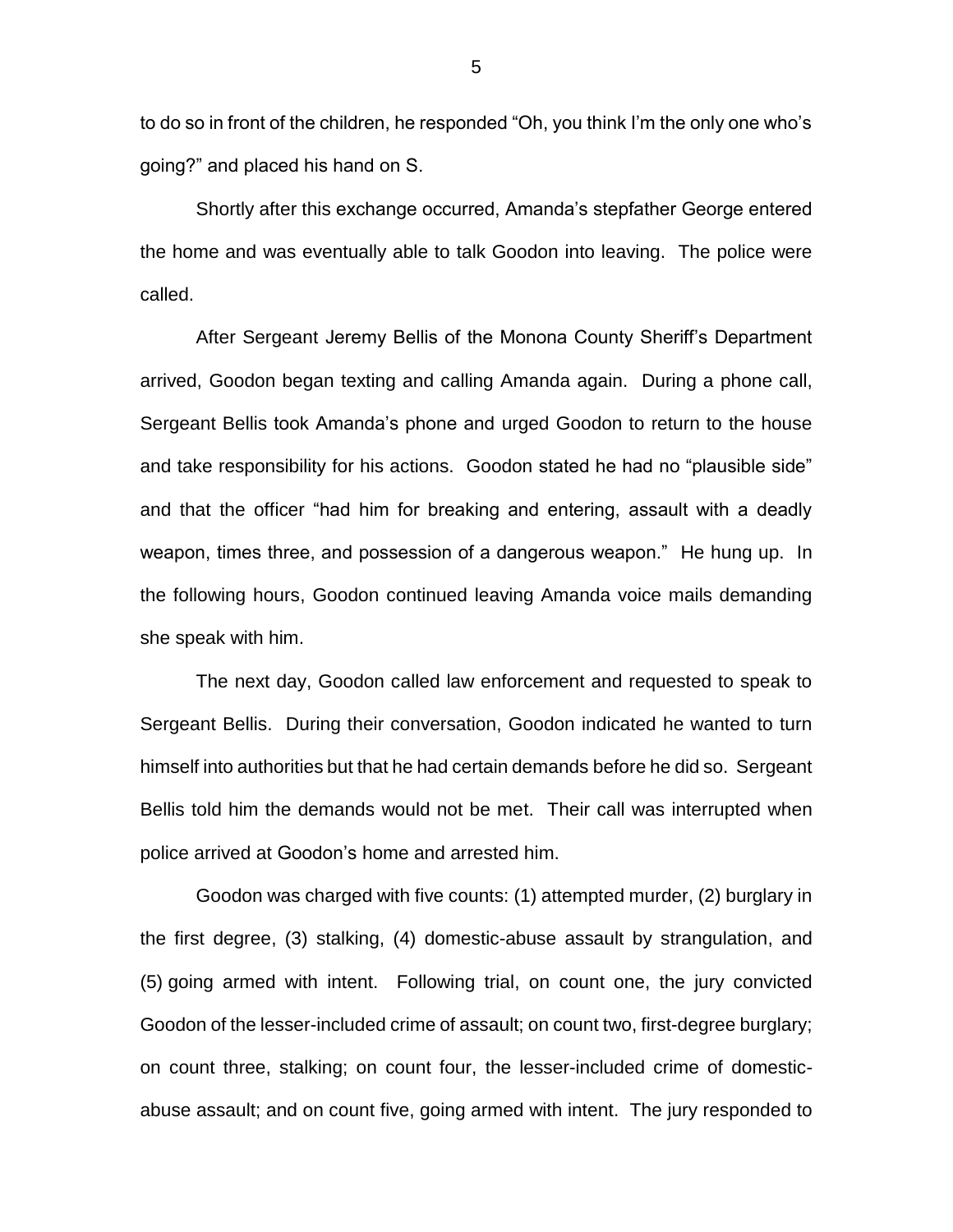to do so in front of the children, he responded "Oh, you think I'm the only one who's going?" and placed his hand on S.

Shortly after this exchange occurred, Amanda's stepfather George entered the home and was eventually able to talk Goodon into leaving. The police were called.

After Sergeant Jeremy Bellis of the Monona County Sheriff's Department arrived, Goodon began texting and calling Amanda again. During a phone call, Sergeant Bellis took Amanda's phone and urged Goodon to return to the house and take responsibility for his actions. Goodon stated he had no "plausible side" and that the officer "had him for breaking and entering, assault with a deadly weapon, times three, and possession of a dangerous weapon." He hung up. In the following hours, Goodon continued leaving Amanda voice mails demanding she speak with him.

The next day, Goodon called law enforcement and requested to speak to Sergeant Bellis. During their conversation, Goodon indicated he wanted to turn himself into authorities but that he had certain demands before he did so. Sergeant Bellis told him the demands would not be met. Their call was interrupted when police arrived at Goodon's home and arrested him.

Goodon was charged with five counts: (1) attempted murder, (2) burglary in the first degree, (3) stalking, (4) domestic-abuse assault by strangulation, and (5) going armed with intent. Following trial, on count one, the jury convicted Goodon of the lesser-included crime of assault; on count two, first-degree burglary; on count three, stalking; on count four, the lesser-included crime of domestic-abuse assault; and on count five, going armed with intent. The jury responded to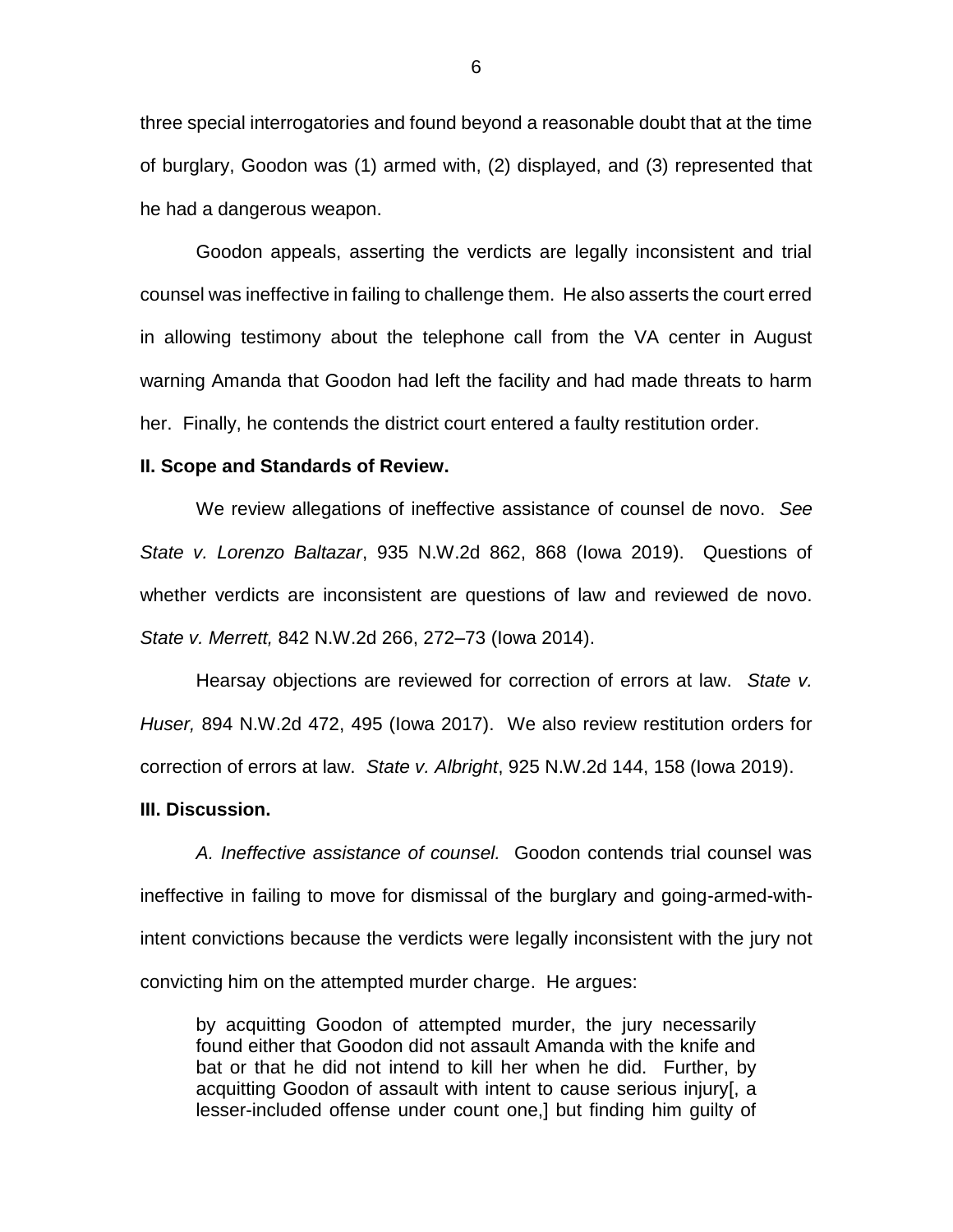three special interrogatories and found beyond a reasonable doubt that at the time of burglary, Goodon was (1) armed with, (2) displayed, and (3) represented that he had a dangerous weapon.

Goodon appeals, asserting the verdicts are legally inconsistent and trial counsel was ineffective in failing to challenge them. He also asserts the court erred in allowing testimony about the telephone call from the VA center in August warning Amanda that Goodon had left the facility and had made threats to harm her. Finally, he contends the district court entered a faulty restitution order.

**II. Scope and Standards of Review.**

We review allegations of ineffective assistance of counsel de novo. *See State v. Lorenzo Baltazar*, 935 N.W.2d 862, 868 (Iowa 2019). Questions of whether verdicts are inconsistent are questions of law and reviewed de novo. *State v. Merrett,* 842 N.W.2d 266, 272–73 (Iowa 2014).

Hearsay objections are reviewed for correction of errors at law. *State v. Huser,* 894 N.W.2d 472, 495 (Iowa 2017). We also review restitution orders for correction of errors at law. *State v. Albright*, 925 N.W.2d 144, 158 (Iowa 2019).

**III. Discussion.**

*A. Ineffective assistance of counsel.* Goodon contends trial counsel was ineffective in failing to move for dismissal of the burglary and going-armed-with-intent convictions because the verdicts were legally inconsistent with the jury not convicting him on the attempted murder charge. He argues:

> by acquitting Goodon of attempted murder, the jury necessarily found either that Goodon did not assault Amanda with the knife and bat or that he did not intend to kill her when he did. Further, by acquitting Goodon of assault with intent to cause serious injury[, a lesser-included offense under count one,] but finding him guilty of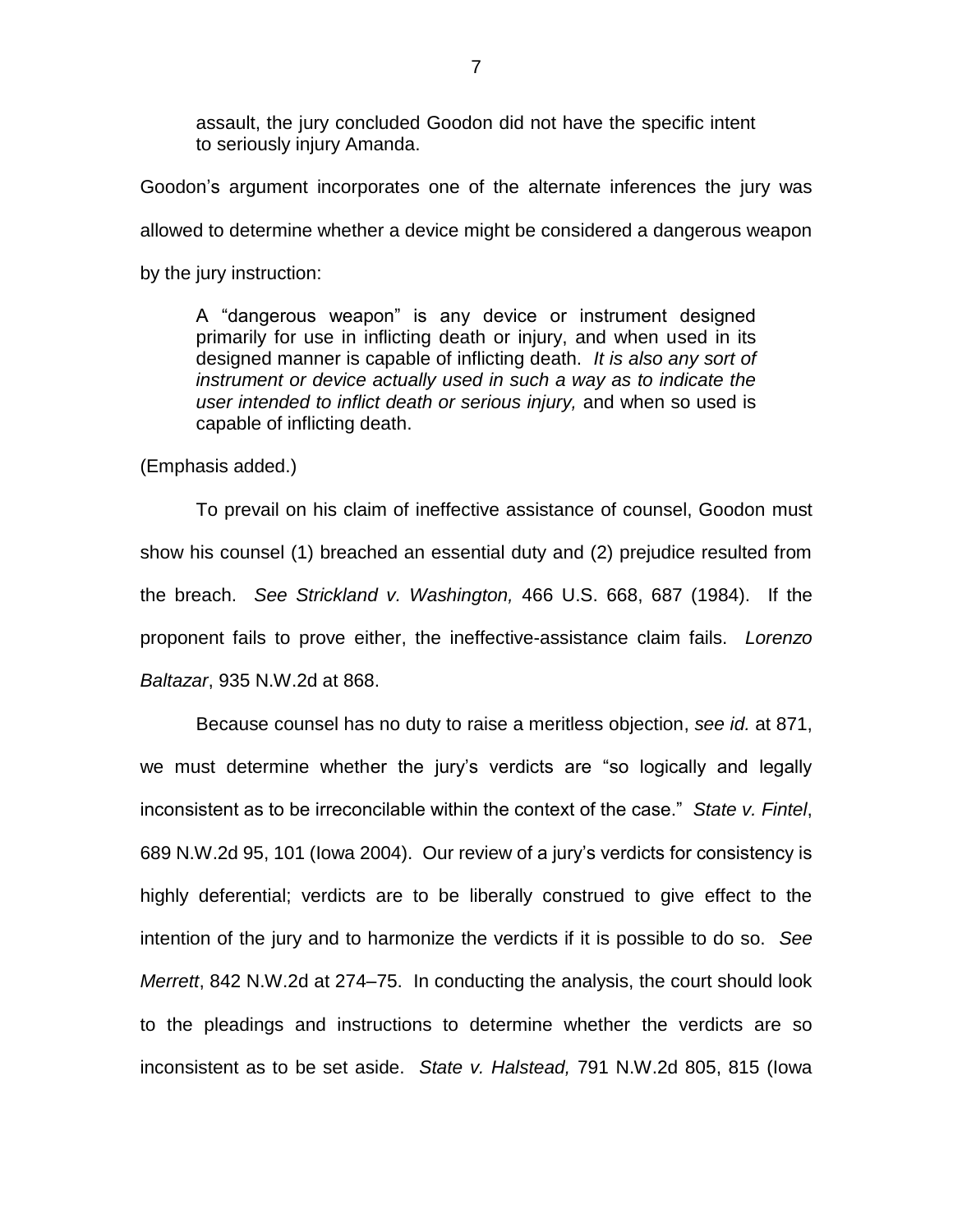> assault, the jury concluded Goodon did not have the specific intent to seriously injury Amanda.

Goodon's argument incorporates one of the alternate inferences the jury was allowed to determine whether a device might be considered a dangerous weapon by the jury instruction:

> A "dangerous weapon" is any device or instrument designed primarily for use in inflicting death or injury, and when used in its designed manner is capable of inflicting death. *It is also any sort of instrument or device actually used in such a way as to indicate the user intended to inflict death or serious injury,* and when so used is capable of inflicting death.

(Emphasis added.)

To prevail on his claim of ineffective assistance of counsel, Goodon must show his counsel (1) breached an essential duty and (2) prejudice resulted from the breach. *See Strickland v. Washington,* 466 U.S. 668, 687 (1984). If the proponent fails to prove either, the ineffective-assistance claim fails. *Lorenzo Baltazar*, 935 N.W.2d at 868.

Because counsel has no duty to raise a meritless objection, *see id.* at 871, we must determine whether the jury's verdicts are "so logically and legally inconsistent as to be irreconcilable within the context of the case." *State v. Fintel*, 689 N.W.2d 95, 101 (Iowa 2004). Our review of a jury's verdicts for consistency is highly deferential; verdicts are to be liberally construed to give effect to the intention of the jury and to harmonize the verdicts if it is possible to do so. *See Merrett*, 842 N.W.2d at 274–75. In conducting the analysis, the court should look to the pleadings and instructions to determine whether the verdicts are so inconsistent as to be set aside. *State v. Halstead,* 791 N.W.2d 805, 815 (Iowa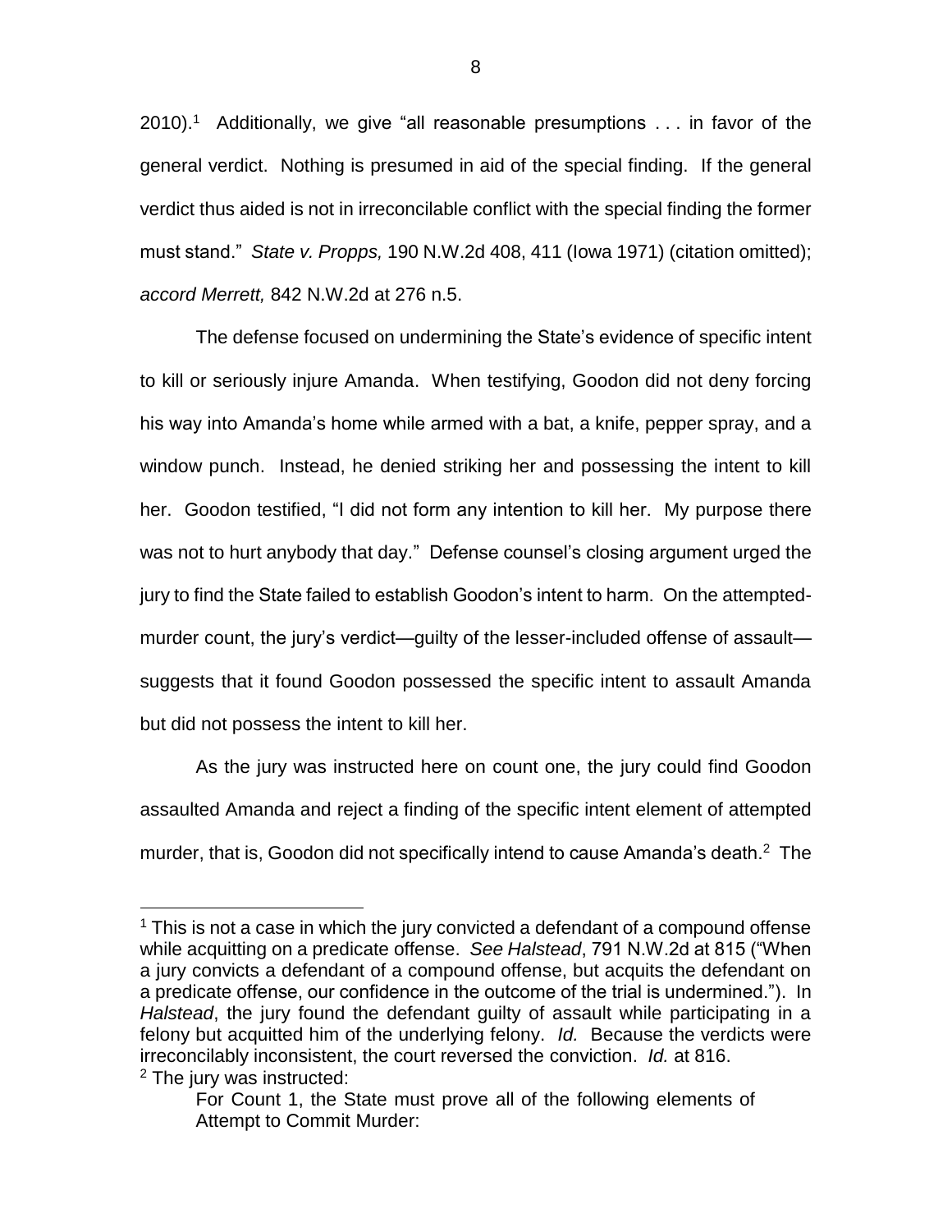2010).[1] Additionally, we give "all reasonable presumptions . . . in favor of the general verdict. Nothing is presumed in aid of the special finding. If the general verdict thus aided is not in irreconcilable conflict with the special finding the former must stand." *State v. Propps,* 190 N.W.2d 408, 411 (Iowa 1971) (citation omitted); *accord Merrett,* 842 N.W.2d at 276 n.5.

The defense focused on undermining the State's evidence of specific intent to kill or seriously injure Amanda. When testifying, Goodon did not deny forcing his way into Amanda's home while armed with a bat, a knife, pepper spray, and a window punch. Instead, he denied striking her and possessing the intent to kill her. Goodon testified, "I did not form any intention to kill her. My purpose there was not to hurt anybody that day." Defense counsel's closing argument urged the jury to find the State failed to establish Goodon's intent to harm. On the attempted-murder count, the jury's verdict—guilty of the lesser-included offense of assault—suggests that it found Goodon possessed the specific intent to assault Amanda but did not possess the intent to kill her.

As the jury was instructed here on count one, the jury could find Goodon assaulted Amanda and reject a finding of the specific intent element of attempted murder, that is, Goodon did not specifically intend to cause Amanda's death.[2] The

---

[1] This is not a case in which the jury convicted a defendant of a compound offense while acquitting on a predicate offense. *See Halstead*, 791 N.W.2d at 815 ("When a jury convicts a defendant of a compound offense, but acquits the defendant on a predicate offense, our confidence in the outcome of the trial is undermined."). In *Halstead*, the jury found the defendant guilty of assault while participating in a felony but acquitted him of the underlying felony. *Id.* Because the verdicts were irreconcilably inconsistent, the court reversed the conviction. *Id.* at 816.

[2] The jury was instructed:

> For Count 1, the State must prove all of the following elements of Attempt to Commit Murder: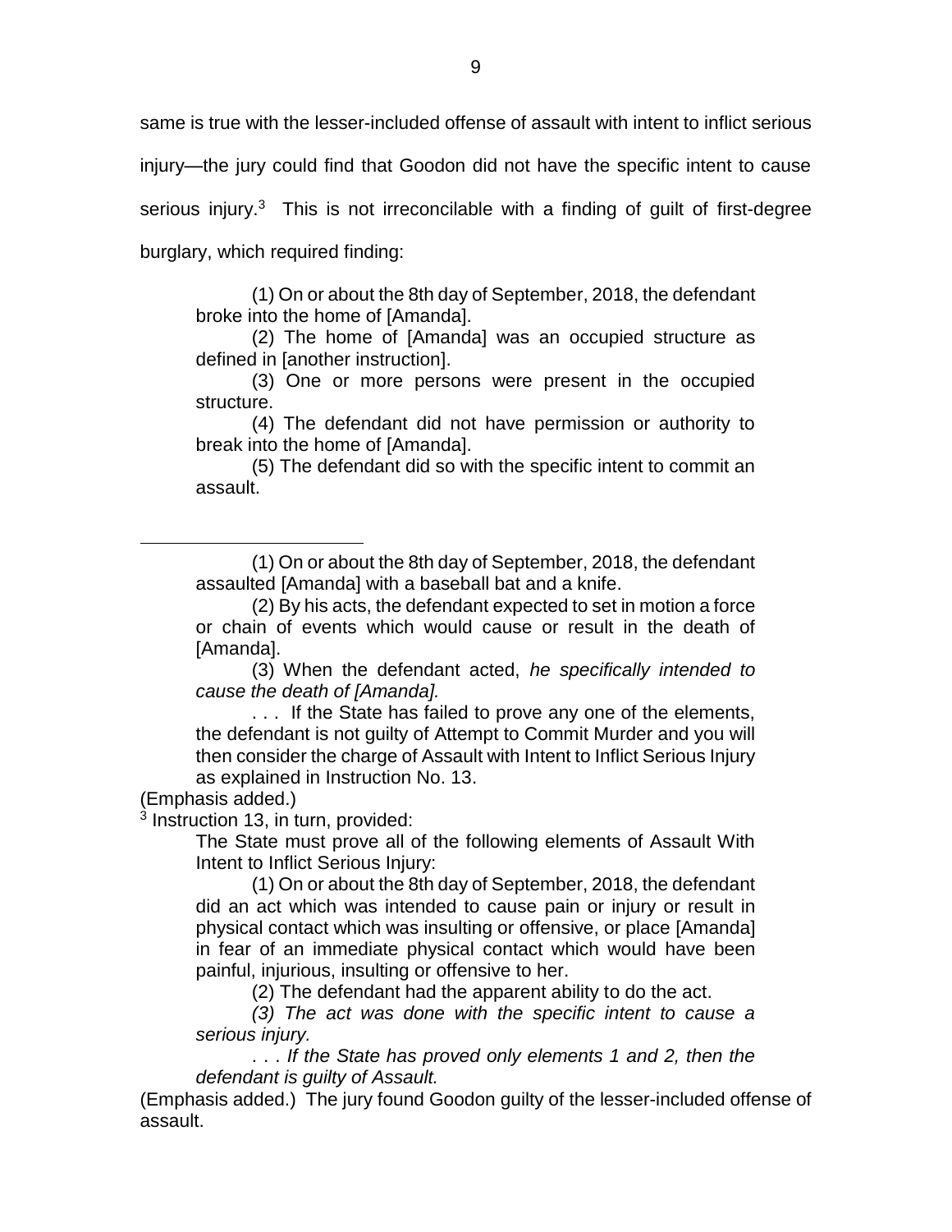same is true with the lesser-included offense of assault with intent to inflict serious injury—the jury could find that Goodon did not have the specific intent to cause serious injury.[3] This is not irreconcilable with a finding of guilt of first-degree burglary, which required finding:

> (1) On or about the 8th day of September, 2018, the defendant broke into the home of [Amanda].
>
> (2) The home of [Amanda] was an occupied structure as defined in [another instruction].
>
> (3) One or more persons were present in the occupied structure.
>
> (4) The defendant did not have permission or authority to break into the home of [Amanda].
>
> (5) The defendant did so with the specific intent to commit an assault.

---

> (1) On or about the 8th day of September, 2018, the defendant assaulted [Amanda] with a baseball bat and a knife.
>
> (2) By his acts, the defendant expected to set in motion a force or chain of events which would cause or result in the death of [Amanda].
>
> (3) When the defendant acted, *he specifically intended to cause the death of [Amanda].*
>
> . . . If the State has failed to prove any one of the elements, the defendant is not guilty of Attempt to Commit Murder and you will then consider the charge of Assault with Intent to Inflict Serious Injury as explained in Instruction No. 13.

(Emphasis added.)

[3] Instruction 13, in turn, provided:

> The State must prove all of the following elements of Assault With Intent to Inflict Serious Injury:
>
> (1) On or about the 8th day of September, 2018, the defendant did an act which was intended to cause pain or injury or result in physical contact which was insulting or offensive, or place [Amanda] in fear of an immediate physical contact which would have been painful, injurious, insulting or offensive to her.
>
> (2) The defendant had the apparent ability to do the act.
>
> *(3) The act was done with the specific intent to cause a serious injury.*
>
> . . . *If the State has proved only elements 1 and 2, then the defendant is guilty of Assault.*

(Emphasis added.) The jury found Goodon guilty of the lesser-included offense of assault.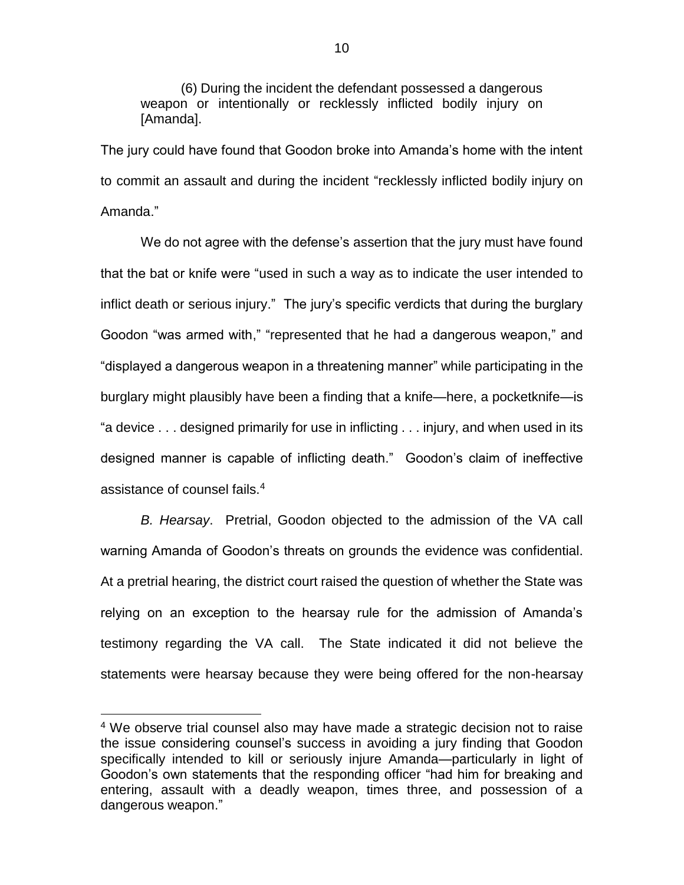> (6) During the incident the defendant possessed a dangerous weapon or intentionally or recklessly inflicted bodily injury on [Amanda].

The jury could have found that Goodon broke into Amanda's home with the intent to commit an assault and during the incident "recklessly inflicted bodily injury on Amanda."

We do not agree with the defense's assertion that the jury must have found that the bat or knife were "used in such a way as to indicate the user intended to inflict death or serious injury." The jury's specific verdicts that during the burglary Goodon "was armed with," "represented that he had a dangerous weapon," and "displayed a dangerous weapon in a threatening manner" while participating in the burglary might plausibly have been a finding that a knife—here, a pocketknife—is "a device . . . designed primarily for use in inflicting . . . injury, and when used in its designed manner is capable of inflicting death." Goodon's claim of ineffective assistance of counsel fails.[4]

*B. Hearsay*. Pretrial, Goodon objected to the admission of the VA call warning Amanda of Goodon's threats on grounds the evidence was confidential. At a pretrial hearing, the district court raised the question of whether the State was relying on an exception to the hearsay rule for the admission of Amanda's testimony regarding the VA call. The State indicated it did not believe the statements were hearsay because they were being offered for the non-hearsay

[4] We observe trial counsel also may have made a strategic decision not to raise the issue considering counsel's success in avoiding a jury finding that Goodon specifically intended to kill or seriously injure Amanda—particularly in light of Goodon's own statements that the responding officer "had him for breaking and entering, assault with a deadly weapon, times three, and possession of a dangerous weapon."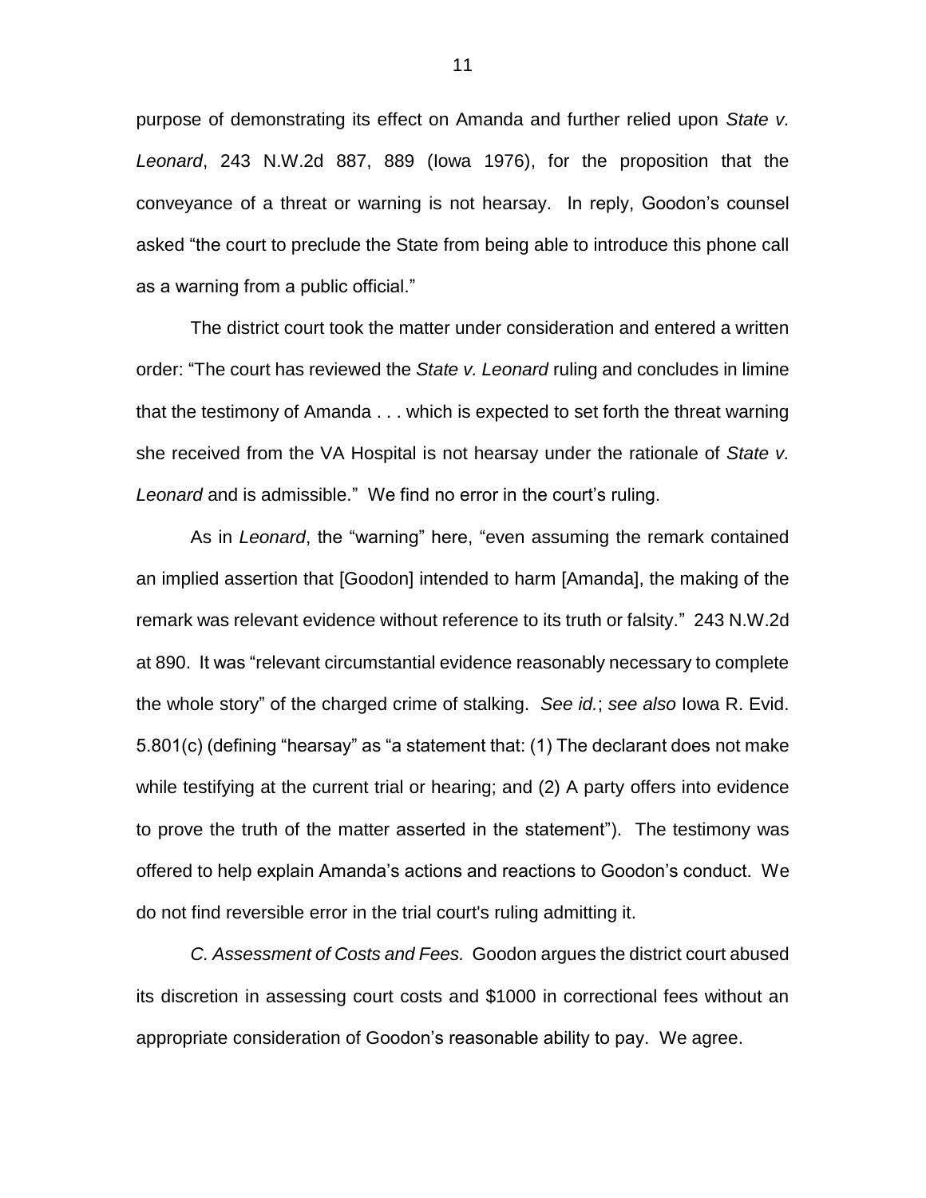purpose of demonstrating its effect on Amanda and further relied upon *State v. Leonard*, 243 N.W.2d 887, 889 (Iowa 1976), for the proposition that the conveyance of a threat or warning is not hearsay. In reply, Goodon's counsel asked "the court to preclude the State from being able to introduce this phone call as a warning from a public official."

The district court took the matter under consideration and entered a written order: "The court has reviewed the *State v. Leonard* ruling and concludes in limine that the testimony of Amanda . . . which is expected to set forth the threat warning she received from the VA Hospital is not hearsay under the rationale of *State v. Leonard* and is admissible." We find no error in the court's ruling.

As in *Leonard*, the "warning" here, "even assuming the remark contained an implied assertion that [Goodon] intended to harm [Amanda], the making of the remark was relevant evidence without reference to its truth or falsity." 243 N.W.2d at 890. It was "relevant circumstantial evidence reasonably necessary to complete the whole story" of the charged crime of stalking. *See id.*; *see also* Iowa R. Evid. 5.801(c) (defining "hearsay" as "a statement that: (1) The declarant does not make while testifying at the current trial or hearing; and (2) A party offers into evidence to prove the truth of the matter asserted in the statement"). The testimony was offered to help explain Amanda's actions and reactions to Goodon's conduct. We do not find reversible error in the trial court's ruling admitting it.

*C. Assessment of Costs and Fees.* Goodon argues the district court abused its discretion in assessing court costs and $1000 in correctional fees without an appropriate consideration of Goodon's reasonable ability to pay. We agree.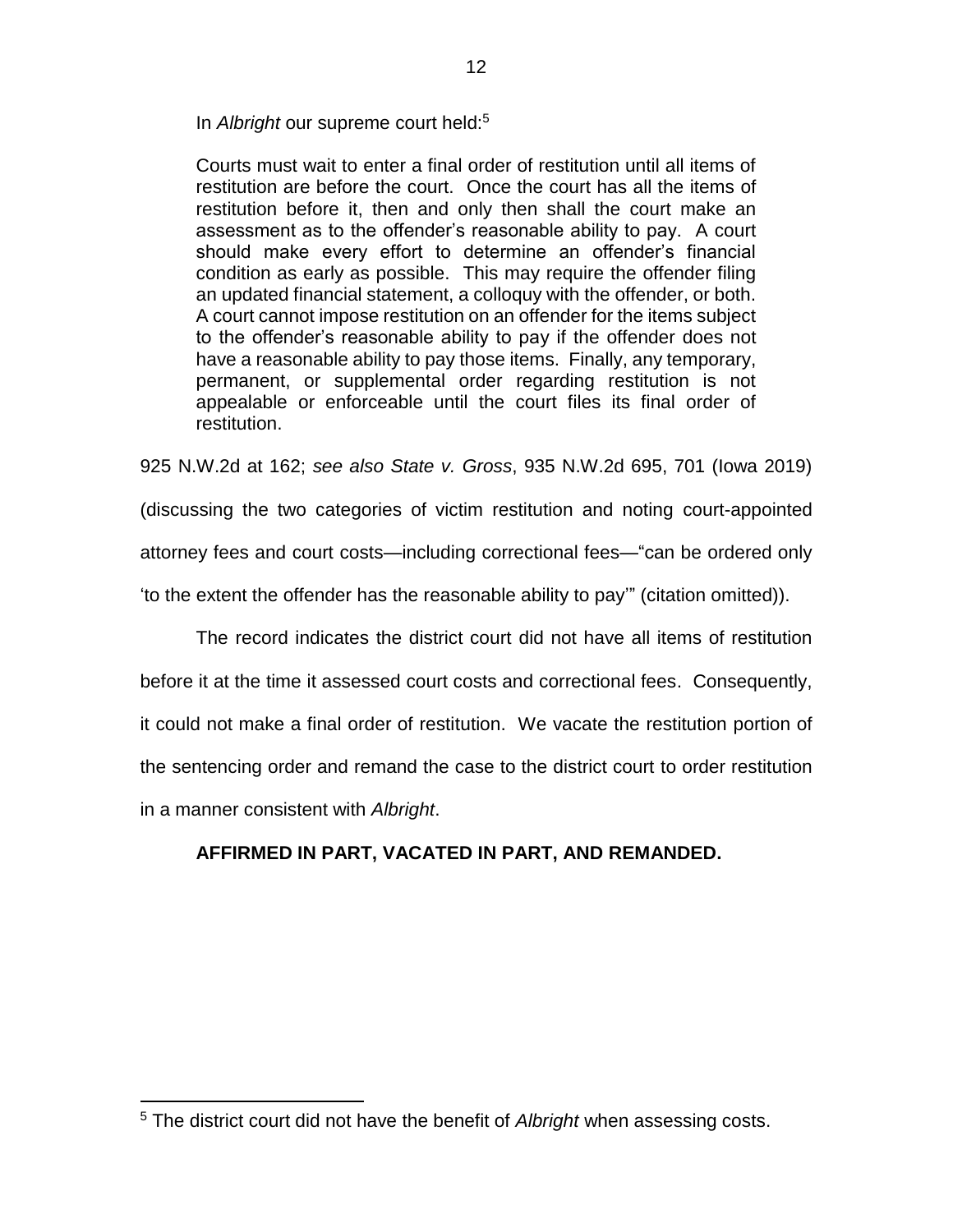In *Albright* our supreme court held:[5]

> Courts must wait to enter a final order of restitution until all items of restitution are before the court. Once the court has all the items of restitution before it, then and only then shall the court make an assessment as to the offender's reasonable ability to pay. A court should make every effort to determine an offender's financial condition as early as possible. This may require the offender filing an updated financial statement, a colloquy with the offender, or both. A court cannot impose restitution on an offender for the items subject to the offender's reasonable ability to pay if the offender does not have a reasonable ability to pay those items. Finally, any temporary, permanent, or supplemental order regarding restitution is not appealable or enforceable until the court files its final order of restitution.

925 N.W.2d at 162; *see also State v. Gross*, 935 N.W.2d 695, 701 (Iowa 2019) (discussing the two categories of victim restitution and noting court-appointed attorney fees and court costs—including correctional fees—"can be ordered only 'to the extent the offender has the reasonable ability to pay'" (citation omitted)).

The record indicates the district court did not have all items of restitution before it at the time it assessed court costs and correctional fees. Consequently, it could not make a final order of restitution. We vacate the restitution portion of the sentencing order and remand the case to the district court to order restitution in a manner consistent with *Albright*.

**AFFIRMED IN PART, VACATED IN PART, AND REMANDED.**

---

[5] The district court did not have the benefit of *Albright* when assessing costs.